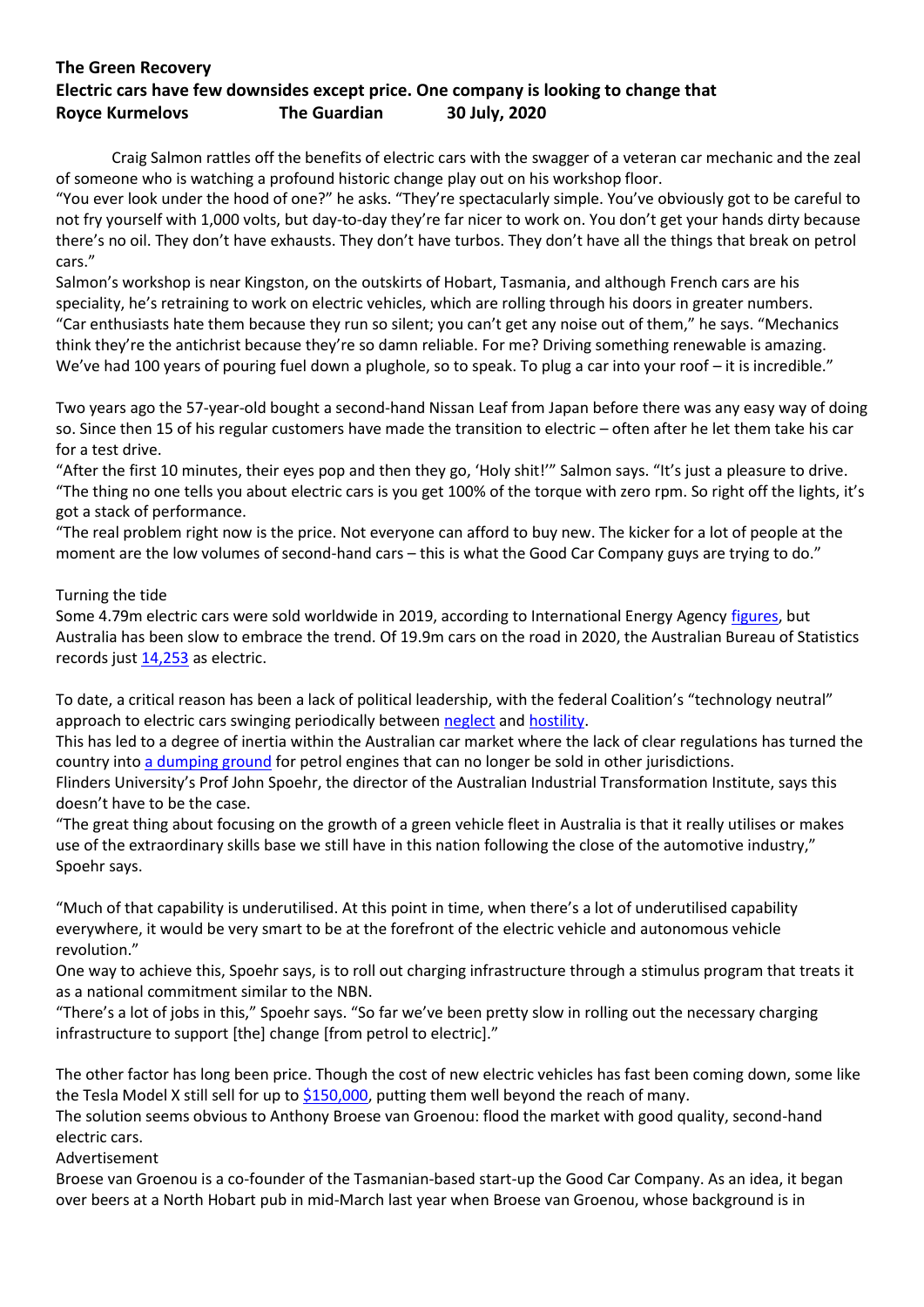**The Green Recovery**
**Electric cars have few downsides except price. One company is looking to change that**
**Royce Kurmelovs The Guardian 30 July, 2020**

Craig Salmon rattles off the benefits of electric cars with the swagger of a veteran car mechanic and the zeal of someone who is watching a profound historic change play out on his workshop floor.

"You ever look under the hood of one?" he asks. "They're spectacularly simple. You've obviously got to be careful to not fry yourself with 1,000 volts, but day-to-day they're far nicer to work on. You don't get your hands dirty because there's no oil. They don't have exhausts. They don't have turbos. They don't have all the things that break on petrol cars."

Salmon's workshop is near Kingston, on the outskirts of Hobart, Tasmania, and although French cars are his speciality, he's retraining to work on electric vehicles, which are rolling through his doors in greater numbers.

"Car enthusiasts hate them because they run so silent; you can't get any noise out of them," he says. "Mechanics think they're the antichrist because they're so damn reliable. For me? Driving something renewable is amazing. We've had 100 years of pouring fuel down a plughole, so to speak. To plug a car into your roof – it is incredible."

Two years ago the 57-year-old bought a second-hand Nissan Leaf from Japan before there was any easy way of doing so. Since then 15 of his regular customers have made the transition to electric – often after he let them take his car for a test drive.

"After the first 10 minutes, their eyes pop and then they go, 'Holy shit!'" Salmon says. "It's just a pleasure to drive.

"The thing no one tells you about electric cars is you get 100% of the torque with zero rpm. So right off the lights, it's got a stack of performance.

"The real problem right now is the price. Not everyone can afford to buy new. The kicker for a lot of people at the moment are the low volumes of second-hand cars – this is what the Good Car Company guys are trying to do."

Turning the tide

Some 4.79m electric cars were sold worldwide in 2019, according to International Energy Agency figures, but Australia has been slow to embrace the trend. Of 19.9m cars on the road in 2020, the Australian Bureau of Statistics records just 14,253 as electric.

To date, a critical reason has been a lack of political leadership, with the federal Coalition's "technology neutral" approach to electric cars swinging periodically between neglect and hostility.

This has led to a degree of inertia within the Australian car market where the lack of clear regulations has turned the country into a dumping ground for petrol engines that can no longer be sold in other jurisdictions.

Flinders University's Prof John Spoehr, the director of the Australian Industrial Transformation Institute, says this doesn't have to be the case.

"The great thing about focusing on the growth of a green vehicle fleet in Australia is that it really utilises or makes use of the extraordinary skills base we still have in this nation following the close of the automotive industry," Spoehr says.

"Much of that capability is underutilised. At this point in time, when there's a lot of underutilised capability everywhere, it would be very smart to be at the forefront of the electric vehicle and autonomous vehicle revolution."

One way to achieve this, Spoehr says, is to roll out charging infrastructure through a stimulus program that treats it as a national commitment similar to the NBN.

"There's a lot of jobs in this," Spoehr says. "So far we've been pretty slow in rolling out the necessary charging infrastructure to support [the] change [from petrol to electric]."

The other factor has long been price. Though the cost of new electric vehicles has fast been coming down, some like the Tesla Model X still sell for up to $150,000, putting them well beyond the reach of many.

The solution seems obvious to Anthony Broese van Groenou: flood the market with good quality, second-hand electric cars.

Advertisement

Broese van Groenou is a co-founder of the Tasmanian-based start-up the Good Car Company. As an idea, it began over beers at a North Hobart pub in mid-March last year when Broese van Groenou, whose background is in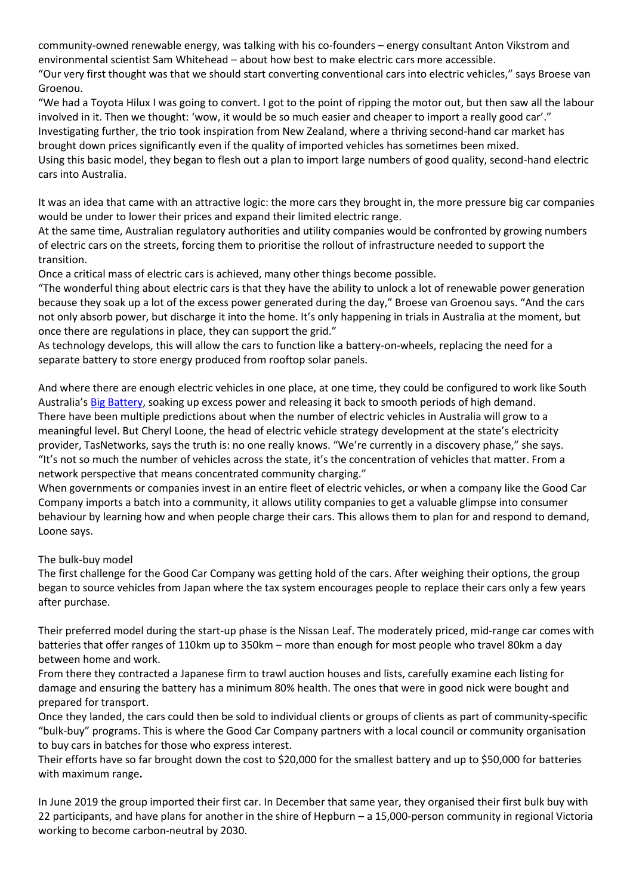community-owned renewable energy, was talking with his co-founders – energy consultant Anton Vikstrom and environmental scientist Sam Whitehead – about how best to make electric cars more accessible.

"Our very first thought was that we should start converting conventional cars into electric vehicles," says Broese van Groenou.

"We had a Toyota Hilux I was going to convert. I got to the point of ripping the motor out, but then saw all the labour involved in it. Then we thought: 'wow, it would be so much easier and cheaper to import a really good car'."

Investigating further, the trio took inspiration from New Zealand, where a thriving second-hand car market has brought down prices significantly even if the quality of imported vehicles has sometimes been mixed.

Using this basic model, they began to flesh out a plan to import large numbers of good quality, second-hand electric cars into Australia.

It was an idea that came with an attractive logic: the more cars they brought in, the more pressure big car companies would be under to lower their prices and expand their limited electric range.

At the same time, Australian regulatory authorities and utility companies would be confronted by growing numbers of electric cars on the streets, forcing them to prioritise the rollout of infrastructure needed to support the transition.

Once a critical mass of electric cars is achieved, many other things become possible.

"The wonderful thing about electric cars is that they have the ability to unlock a lot of renewable power generation because they soak up a lot of the excess power generated during the day," Broese van Groenou says. "And the cars not only absorb power, but discharge it into the home. It's only happening in trials in Australia at the moment, but once there are regulations in place, they can support the grid."

As technology develops, this will allow the cars to function like a battery-on-wheels, replacing the need for a separate battery to store energy produced from rooftop solar panels.

And where there are enough electric vehicles in one place, at one time, they could be configured to work like South Australia's [Big Battery](), soaking up excess power and releasing it back to smooth periods of high demand.

There have been multiple predictions about when the number of electric vehicles in Australia will grow to a meaningful level. But Cheryl Loone, the head of electric vehicle strategy development at the state's electricity provider, TasNetworks, says the truth is: no one really knows. "We're currently in a discovery phase," she says. "It's not so much the number of vehicles across the state, it's the concentration of vehicles that matter. From a network perspective that means concentrated community charging."

When governments or companies invest in an entire fleet of electric vehicles, or when a company like the Good Car Company imports a batch into a community, it allows utility companies to get a valuable glimpse into consumer behaviour by learning how and when people charge their cars. This allows them to plan for and respond to demand, Loone says.

The bulk-buy model

The first challenge for the Good Car Company was getting hold of the cars. After weighing their options, the group began to source vehicles from Japan where the tax system encourages people to replace their cars only a few years after purchase.

Their preferred model during the start-up phase is the Nissan Leaf. The moderately priced, mid-range car comes with batteries that offer ranges of 110km up to 350km – more than enough for most people who travel 80km a day between home and work.

From there they contracted a Japanese firm to trawl auction houses and lists, carefully examine each listing for damage and ensuring the battery has a minimum 80% health. The ones that were in good nick were bought and prepared for transport.

Once they landed, the cars could then be sold to individual clients or groups of clients as part of community-specific "bulk-buy" programs. This is where the Good Car Company partners with a local council or community organisation to buy cars in batches for those who express interest.

Their efforts have so far brought down the cost to $20,000 for the smallest battery and up to $50,000 for batteries with maximum range**.**

In June 2019 the group imported their first car. In December that same year, they organised their first bulk buy with 22 participants, and have plans for another in the shire of Hepburn – a 15,000-person community in regional Victoria working to become carbon-neutral by 2030.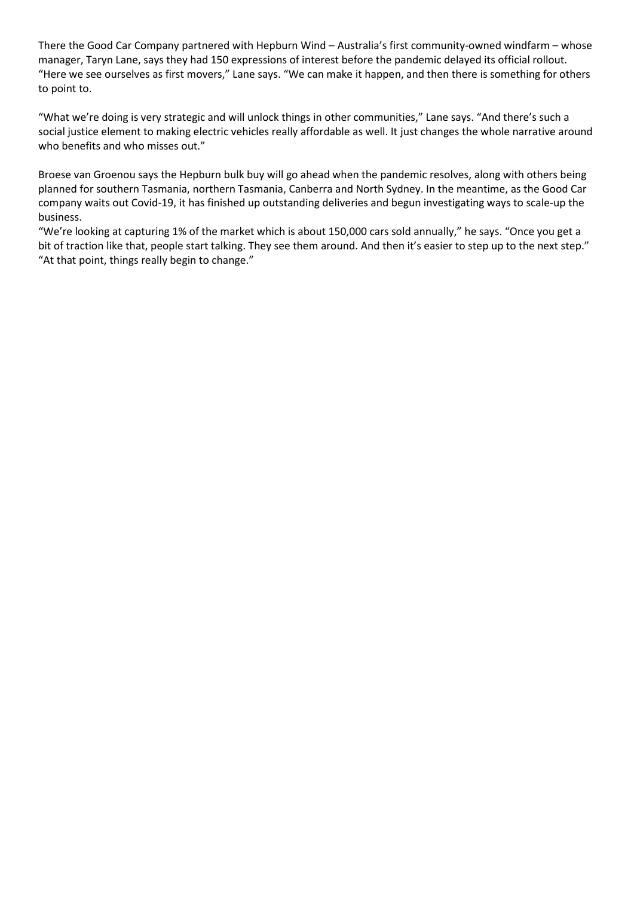There the Good Car Company partnered with Hepburn Wind – Australia's first community-owned windfarm – whose manager, Taryn Lane, says they had 150 expressions of interest before the pandemic delayed its official rollout. "Here we see ourselves as first movers," Lane says. "We can make it happen, and then there is something for others to point to.

"What we're doing is very strategic and will unlock things in other communities," Lane says. "And there's such a social justice element to making electric vehicles really affordable as well. It just changes the whole narrative around who benefits and who misses out."

Broese van Groenou says the Hepburn bulk buy will go ahead when the pandemic resolves, along with others being planned for southern Tasmania, northern Tasmania, Canberra and North Sydney. In the meantime, as the Good Car company waits out Covid-19, it has finished up outstanding deliveries and begun investigating ways to scale-up the business.

"We're looking at capturing 1% of the market which is about 150,000 cars sold annually," he says. "Once you get a bit of traction like that, people start talking. They see them around. And then it's easier to step up to the next step."

"At that point, things really begin to change."